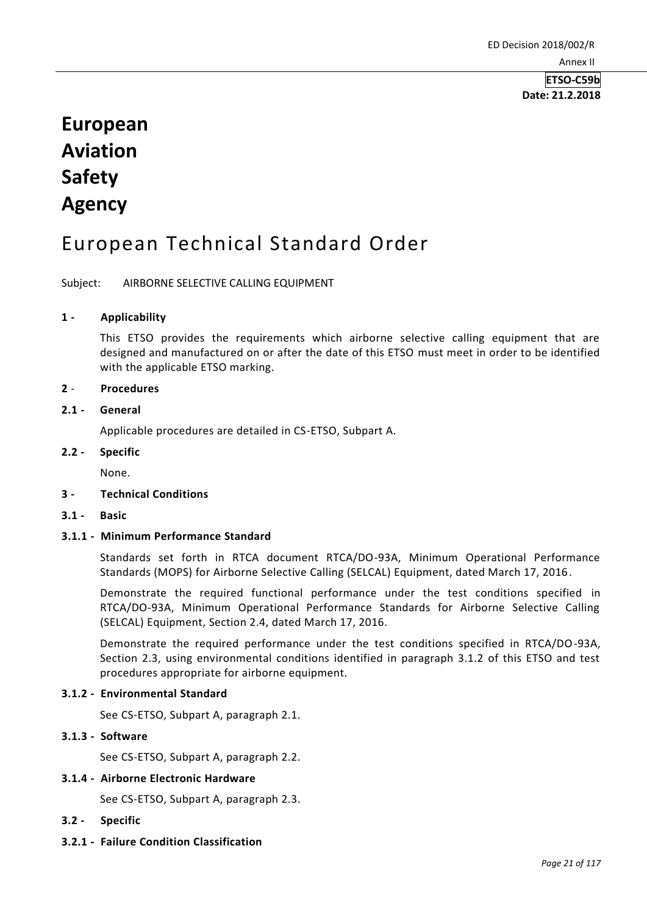**ETSO-C59b**
**Date: 21.2.2018**

# European Aviation Safety Agency

# European Technical Standard Order

Subject: AIRBORNE SELECTIVE CALLING EQUIPMENT

## 1 - Applicability

This ETSO provides the requirements which airborne selective calling equipment that are designed and manufactured on or after the date of this ETSO must meet in order to be identified with the applicable ETSO marking.

## 2 - Procedures

### 2.1 - General

Applicable procedures are detailed in CS-ETSO, Subpart A.

### 2.2 - Specific

None.

## 3 - Technical Conditions

### 3.1 - Basic

#### 3.1.1 - Minimum Performance Standard

Standards set forth in RTCA document RTCA/DO-93A, Minimum Operational Performance Standards (MOPS) for Airborne Selective Calling (SELCAL) Equipment, dated March 17, 2016.

Demonstrate the required functional performance under the test conditions specified in RTCA/DO-93A, Minimum Operational Performance Standards for Airborne Selective Calling (SELCAL) Equipment, Section 2.4, dated March 17, 2016.

Demonstrate the required performance under the test conditions specified in RTCA/DO-93A, Section 2.3, using environmental conditions identified in paragraph 3.1.2 of this ETSO and test procedures appropriate for airborne equipment.

#### 3.1.2 - Environmental Standard

See CS-ETSO, Subpart A, paragraph 2.1.

#### 3.1.3 - Software

See CS-ETSO, Subpart A, paragraph 2.2.

#### 3.1.4 - Airborne Electronic Hardware

See CS-ETSO, Subpart A, paragraph 2.3.

### 3.2 - Specific

#### 3.2.1 - Failure Condition Classification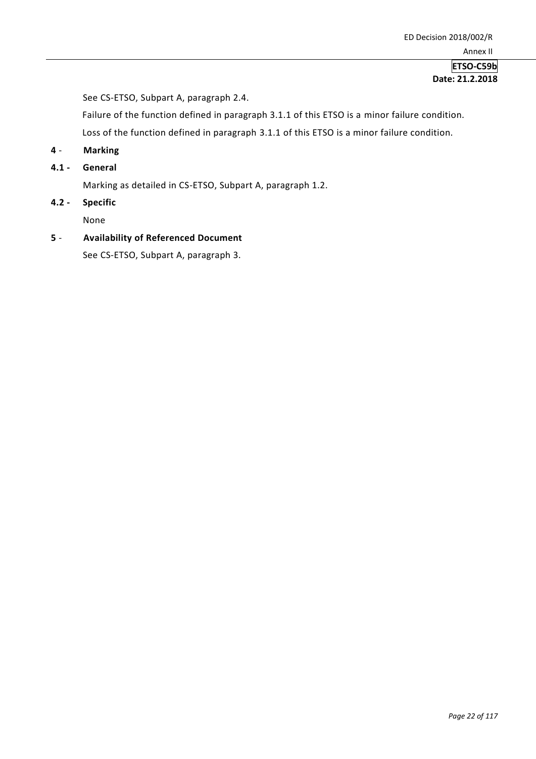See CS-ETSO, Subpart A, paragraph 2.4.

Failure of the function defined in paragraph 3.1.1 of this ETSO is a minor failure condition.

Loss of the function defined in paragraph 3.1.1 of this ETSO is a minor failure condition.

## 4 - Marking

### 4.1 - General

Marking as detailed in CS-ETSO, Subpart A, paragraph 1.2.

### 4.2 - Specific

None

## 5 - Availability of Referenced Document

See CS-ETSO, Subpart A, paragraph 3.